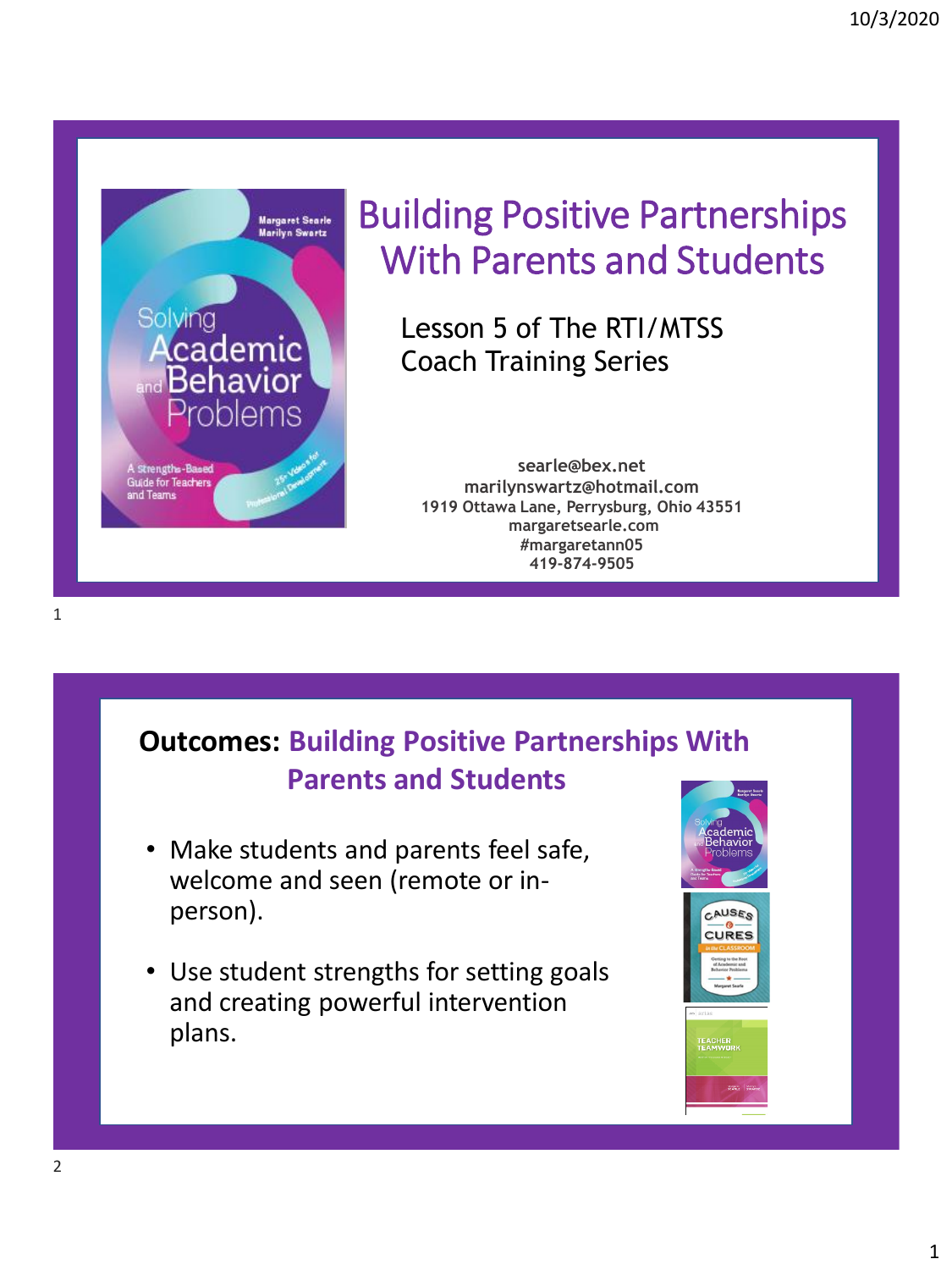# Building Positive Partnerships With Parents and Students

Lesson 5 of The RTI/MTSS Coach Training Series

searle@bex.net
marilynswartz@hotmail.com
1919 Ottawa Lane, Perrysburg, Ohio 43551
margaretsearle.com
#margaretann05
419-874-9505

## Outcomes: Building Positive Partnerships With Parents and Students

- Make students and parents feel safe, welcome and seen (remote or in-person).
- Use student strengths for setting goals and creating powerful intervention plans.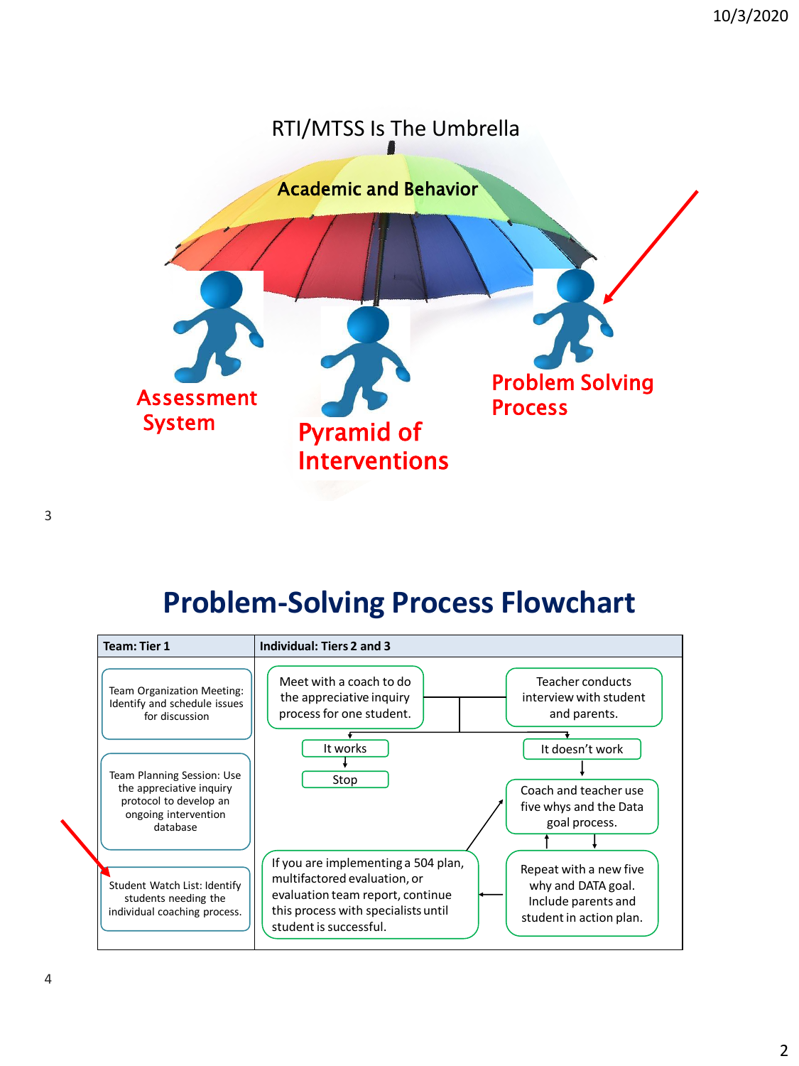RTI/MTSS Is The Umbrella

Academic and Behavior

Assessment System

Pyramid of Interventions

Problem Solving Process

# Problem-Solving Process Flowchart

| Team: Tier 1 | Individual: Tiers 2 and 3 |
|---|---|
| Team Organization Meeting: Identify and schedule issues for discussion | Meet with a coach to do the appreciative inquiry process for one student. / Teacher conducts interview with student and parents. |
| Team Planning Session: Use the appreciative inquiry protocol to develop an ongoing intervention database | It works → Stop / It doesn't work → Coach and teacher use five whys and the Data goal process. |
| Student Watch List: Identify students needing the individual coaching process. | Repeat with a new five why and DATA goal. Include parents and student in action plan. / If you are implementing a 504 plan, multifactored evaluation, or evaluation team report, continue this process with specialists until student is successful. |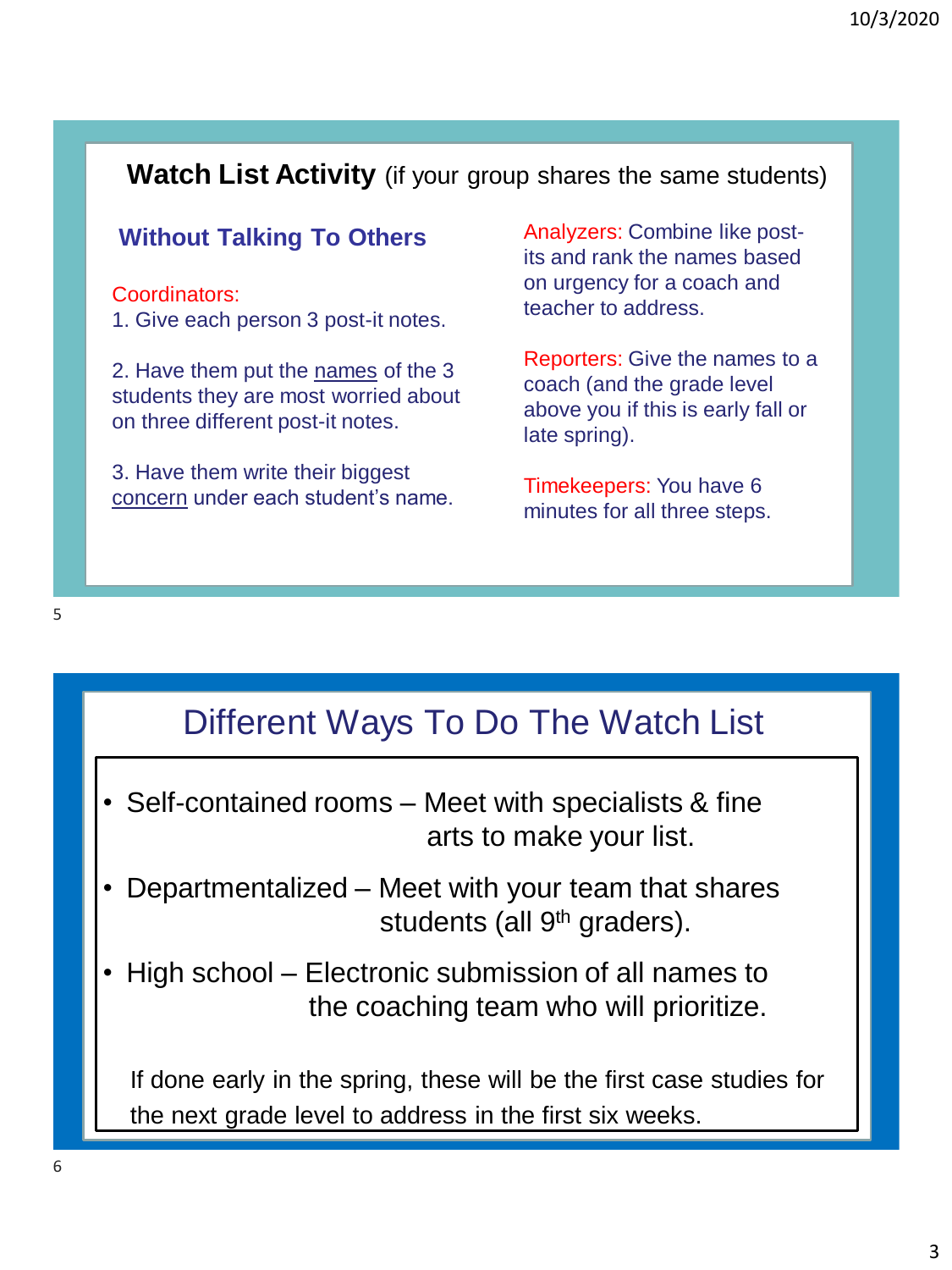## Watch List Activity (if your group shares the same students)

### Without Talking To Others

Coordinators:

1. Give each person 3 post-it notes.

2. Have them put the names of the 3 students they are most worried about on three different post-it notes.

3. Have them write their biggest concern under each student's name.

Analyzers: Combine like post-its and rank the names based on urgency for a coach and teacher to address.

Reporters: Give the names to a coach (and the grade level above you if this is early fall or late spring).

Timekeepers: You have 6 minutes for all three steps.

## Different Ways To Do The Watch List

- Self-contained rooms – Meet with specialists & fine arts to make your list.
- Departmentalized – Meet with your team that shares students (all 9th graders).
- High school – Electronic submission of all names to the coaching team who will prioritize.

If done early in the spring, these will be the first case studies for the next grade level to address in the first six weeks.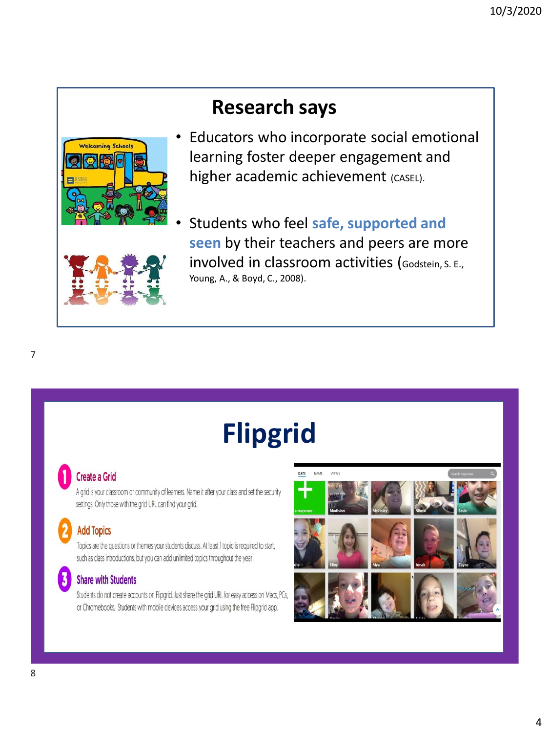## Research says

- Educators who incorporate social emotional learning foster deeper engagement and higher academic achievement (CASEL).
- Students who feel **safe, supported and seen** by their teachers and peers are more involved in classroom activities (Godstein, S. E., Young, A., & Boyd, C., 2008).

# Flipgrid

**1 Create a Grid**

A grid is your classroom or community of learners. Name it after your class and set the security settings. Only those with the grid URL can find your grid.

**2 Add Topics**

Topics are the questions or themes your students discuss. At least 1 topic is required to start, such as class introductions, but you can add unlimited topics throughout the year!

**3 Share with Students**

Students do not create accounts on Flipgrid. Just share the grid URL for easy access on Macs, PCs, or Chromebooks. Students with mobile devices access your grid using the free Flipgrid app.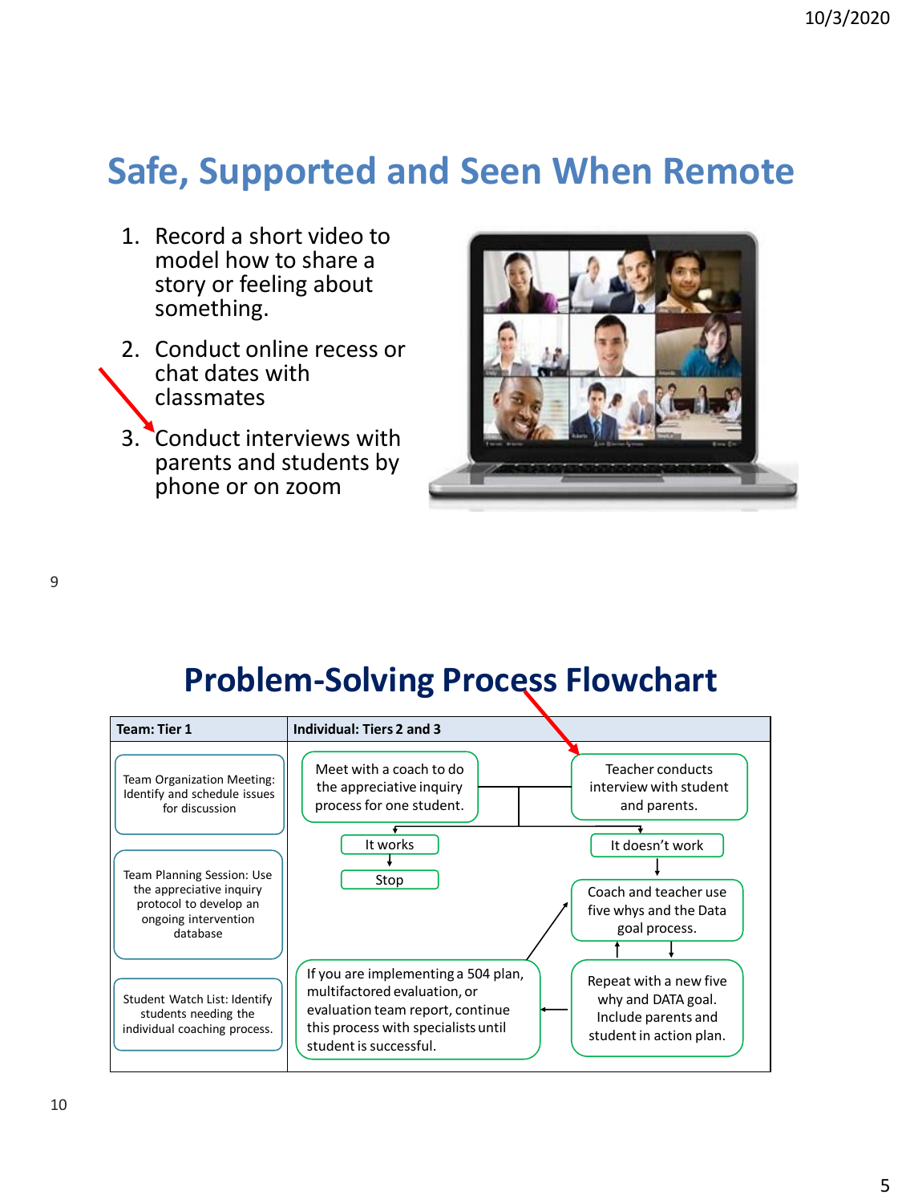## Safe, Supported and Seen When Remote

1. Record a short video to model how to share a story or feeling about something.
2. Conduct online recess or chat dates with classmates
3. Conduct interviews with parents and students by phone or on zoom

## Problem-Solving Process Flowchart

| Team: Tier 1 | Individual: Tiers 2 and 3 |
|---|---|
| Team Organization Meeting: Identify and schedule issues for discussion | Meet with a coach to do the appreciative inquiry process for one student. → Teacher conducts interview with student and parents. |
| Team Planning Session: Use the appreciative inquiry protocol to develop an ongoing intervention database | It works → Stop; It doesn't work → Coach and teacher use five whys and the Data goal process. |
| Student Watch List: Identify students needing the individual coaching process. | Repeat with a new five why and DATA goal. Include parents and student in action plan. → If you are implementing a 504 plan, multifactored evaluation, or evaluation team report, continue this process with specialists until student is successful. |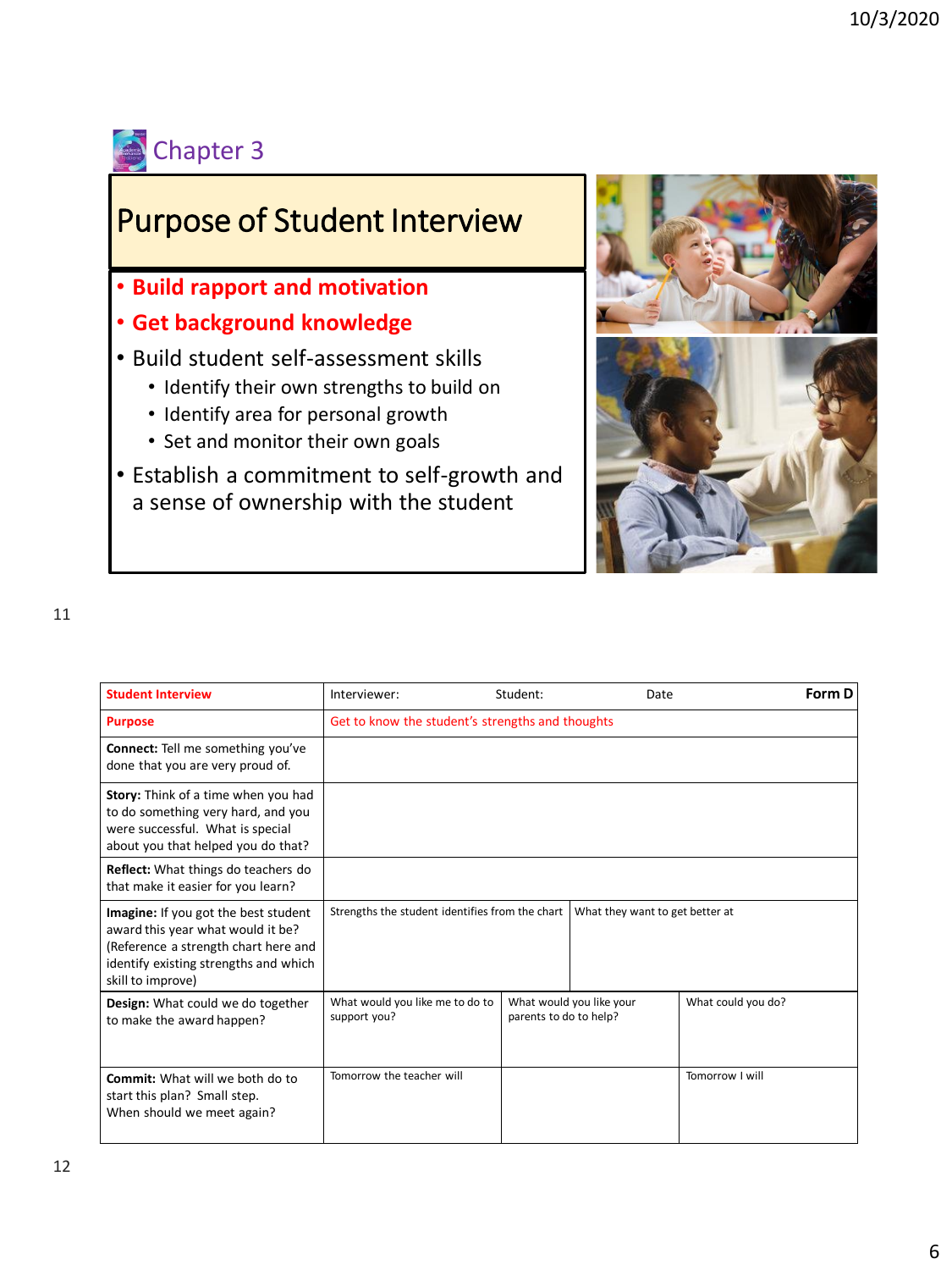Chapter 3

# Purpose of Student Interview

- **Build rapport and motivation**
- **Get background knowledge**
- Build student self-assessment skills
  - Identify their own strengths to build on
  - Identify area for personal growth
  - Set and monitor their own goals
- Establish a commitment to self-growth and a sense of ownership with the student

| **Student Interview** | Interviewer: Student: Date | | **Form D** |
|---|---|---|---|
| **Purpose** | Get to know the student's strengths and thoughts | | |
| **Connect:** Tell me something you've done that you are very proud of. | | | |
| **Story:** Think of a time when you had to do something very hard, and you were successful. What is special about you that helped you do that? | | | |
| **Reflect:** What things do teachers do that make it easier for you learn? | | | |
| **Imagine:** If you got the best student award this year what would it be? (Reference a strength chart here and identify existing strengths and which skill to improve) | Strengths the student identifies from the chart | What they want to get better at | |
| **Design:** What could we do together to make the award happen? | What would you like me to do to support you? | What would you like your parents to do to help? | What could you do? |
| **Commit:** What will we both do to start this plan? Small step. When should we meet again? | Tomorrow the teacher will | | Tomorrow I will |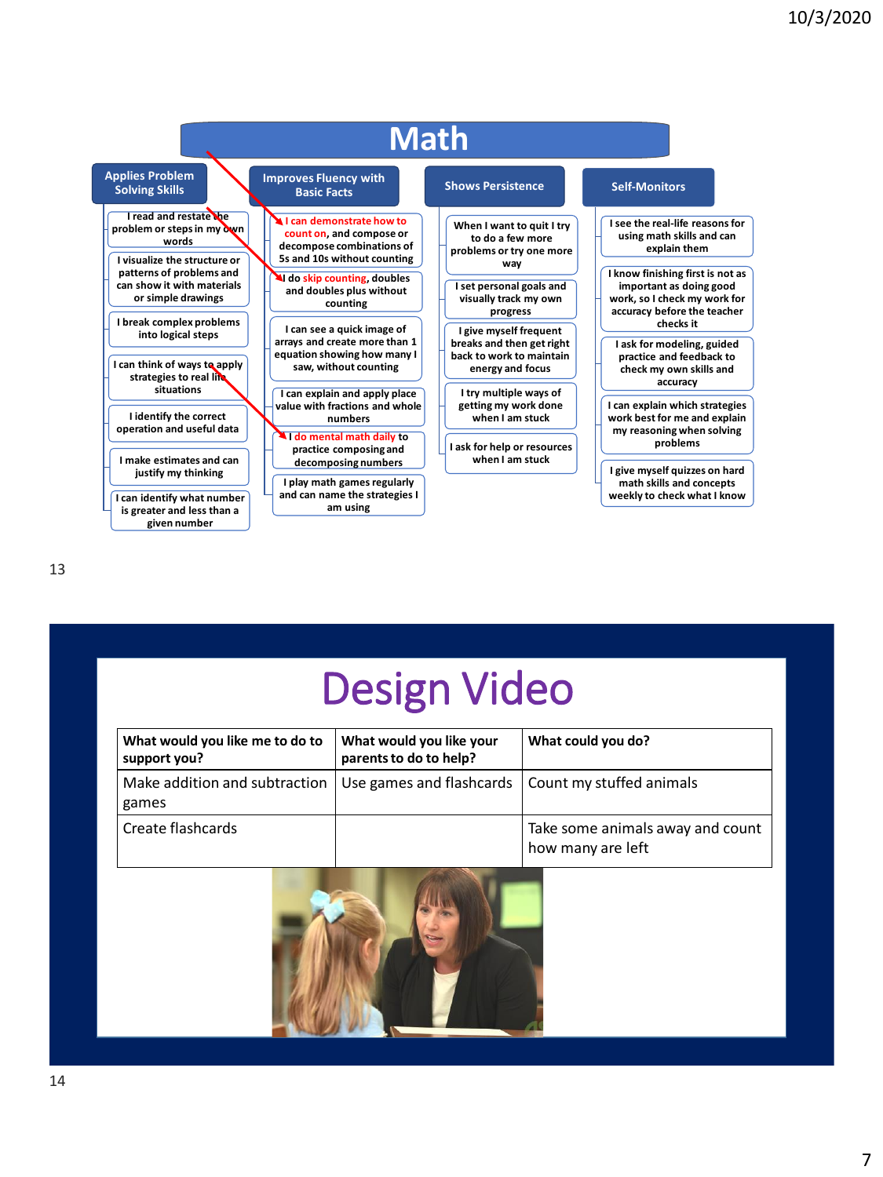# Math

| Applies Problem Solving Skills | Improves Fluency with Basic Facts | Shows Persistence | Self-Monitors |
|---|---|---|---|
| I read and restate the problem or steps in my own words | I can demonstrate how to count on, and compose or decompose combinations of 5s and 10s without counting | When I want to quit I try to do a few more problems or try one more way | I see the real-life reasons for using math skills and can explain them |
| I visualize the structure or patterns of problems and can show it with materials or simple drawings | I do skip counting, doubles and doubles plus without counting | I set personal goals and visually track my own progress | I know finishing first is not as important as doing good work, so I check my work for accuracy before the teacher checks it |
| I break complex problems into logical steps | I can see a quick image of arrays and create more than 1 equation showing how many I saw, without counting | I give myself frequent breaks and then get right back to work to maintain energy and focus | I ask for modeling, guided practice and feedback to check my own skills and accuracy |
| I can think of ways to apply strategies to real life situations | I can explain and apply place value with fractions and whole numbers | I try multiple ways of getting my work done when I am stuck | I can explain which strategies work best for me and explain my reasoning when solving problems |
| I identify the correct operation and useful data | I do mental math daily to practice composing and decomposing numbers | I ask for help or resources when I am stuck | I give myself quizzes on hard math skills and concepts weekly to check what I know |
| I make estimates and can justify my thinking | I play math games regularly and can name the strategies I am using | | |
| I can identify what number is greater and less than a given number | | | |

# Design Video

| What would you like me to do to support you? | What would you like your parents to do to help? | What could you do? |
|---|---|---|
| Make addition and subtraction games | Use games and flashcards | Count my stuffed animals |
| Create flashcards | | Take some animals away and count how many are left |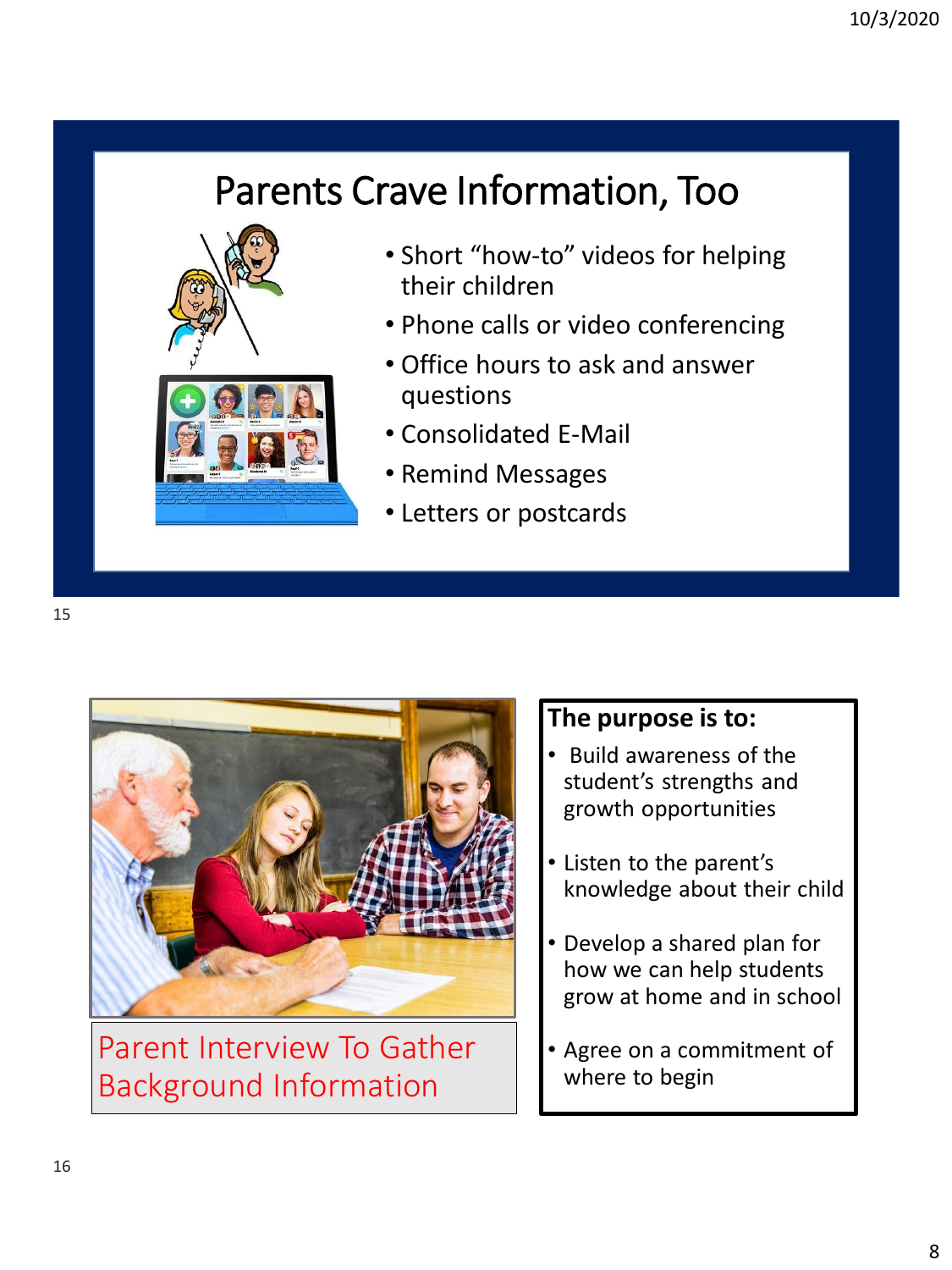# Parents Crave Information, Too

- Short "how-to" videos for helping their children
- Phone calls or video conferencing
- Office hours to ask and answer questions
- Consolidated E-Mail
- Remind Messages
- Letters or postcards

## Parent Interview To Gather Background Information

**The purpose is to:**

- Build awareness of the student's strengths and growth opportunities
- Listen to the parent's knowledge about their child
- Develop a shared plan for how we can help students grow at home and in school
- Agree on a commitment of where to begin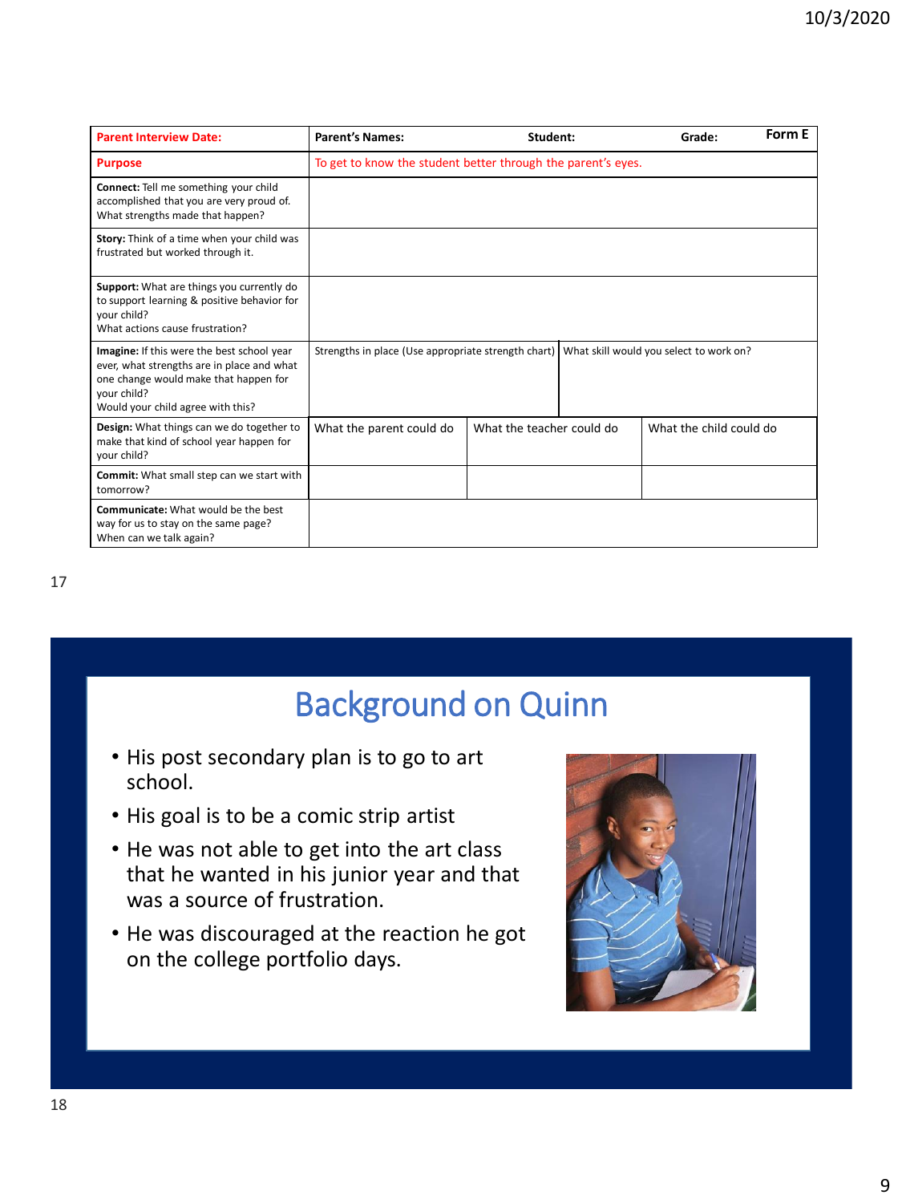| Parent Interview Date: | Parent's Names: | Student: | Grade: | Form E |
|---|---|---|---|---|
| **Purpose** | To get to know the student better through the parent's eyes. | | | |
| **Connect:** Tell me something your child accomplished that you are very proud of. What strengths made that happen? | | | | |
| **Story:** Think of a time when your child was frustrated but worked through it. | | | | |
| **Support:** What are things you currently do to support learning & positive behavior for your child? What actions cause frustration? | | | | |
| **Imagine:** If this were the best school year ever, what strengths are in place and what one change would make that happen for your child? Would your child agree with this? | Strengths in place (Use appropriate strength chart) | What skill would you select to work on? | | |
| **Design:** What things can we do together to make that kind of school year happen for your child? | What the parent could do | What the teacher could do | What the child could do | |
| **Commit:** What small step can we start with tomorrow? | | | | |
| **Communicate:** What would be the best way for us to stay on the same page? When can we talk again? | | | | |

## Background on Quinn

- His post secondary plan is to go to art school.
- His goal is to be a comic strip artist
- He was not able to get into the art class that he wanted in his junior year and that was a source of frustration.
- He was discouraged at the reaction he got on the college portfolio days.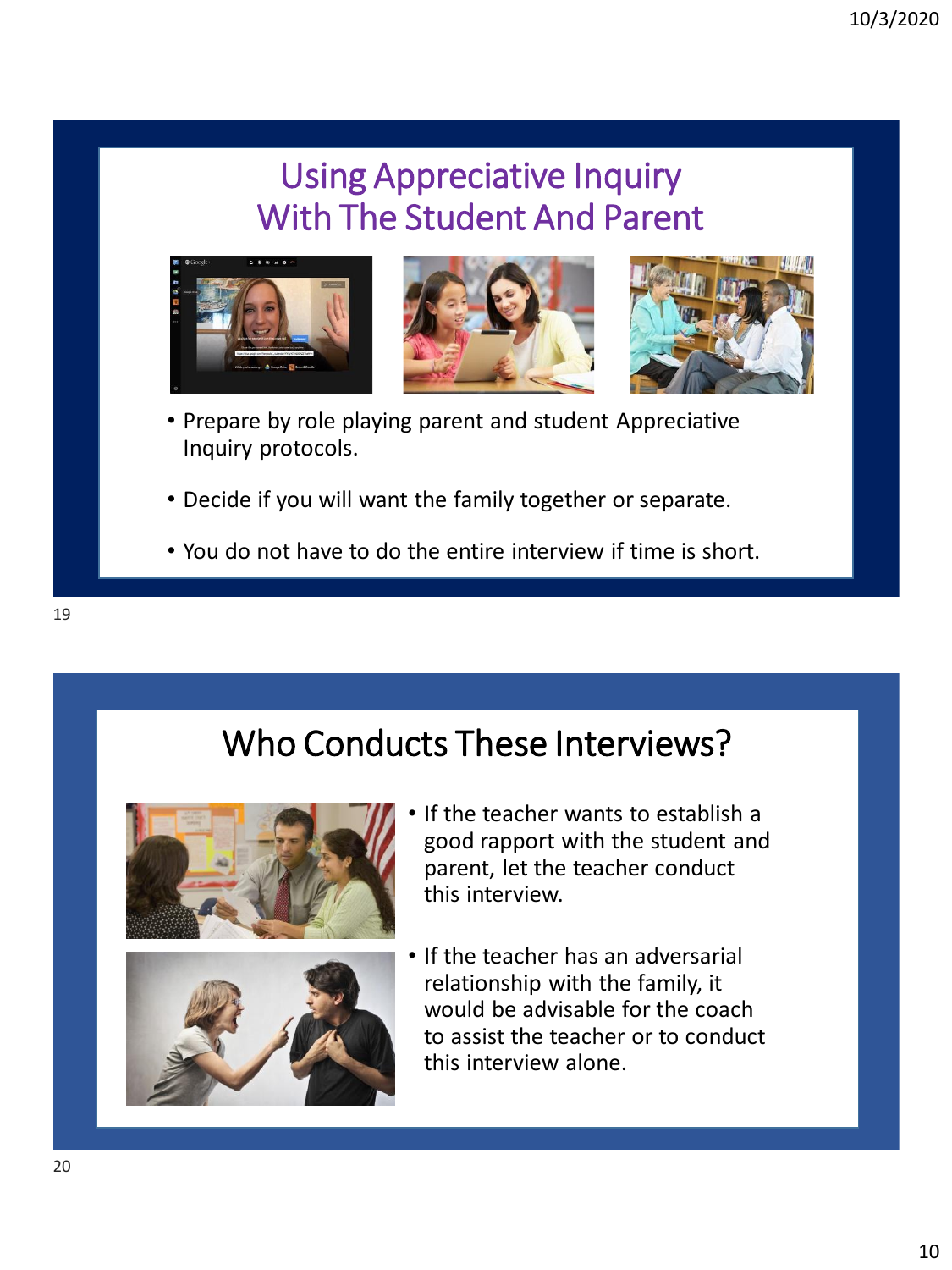# Using Appreciative Inquiry With The Student And Parent

- Prepare by role playing parent and student Appreciative Inquiry protocols.
- Decide if you will want the family together or separate.
- You do not have to do the entire interview if time is short.

# Who Conducts These Interviews?

- If the teacher wants to establish a good rapport with the student and parent, let the teacher conduct this interview.
- If the teacher has an adversarial relationship with the family, it would be advisable for the coach to assist the teacher or to conduct this interview alone.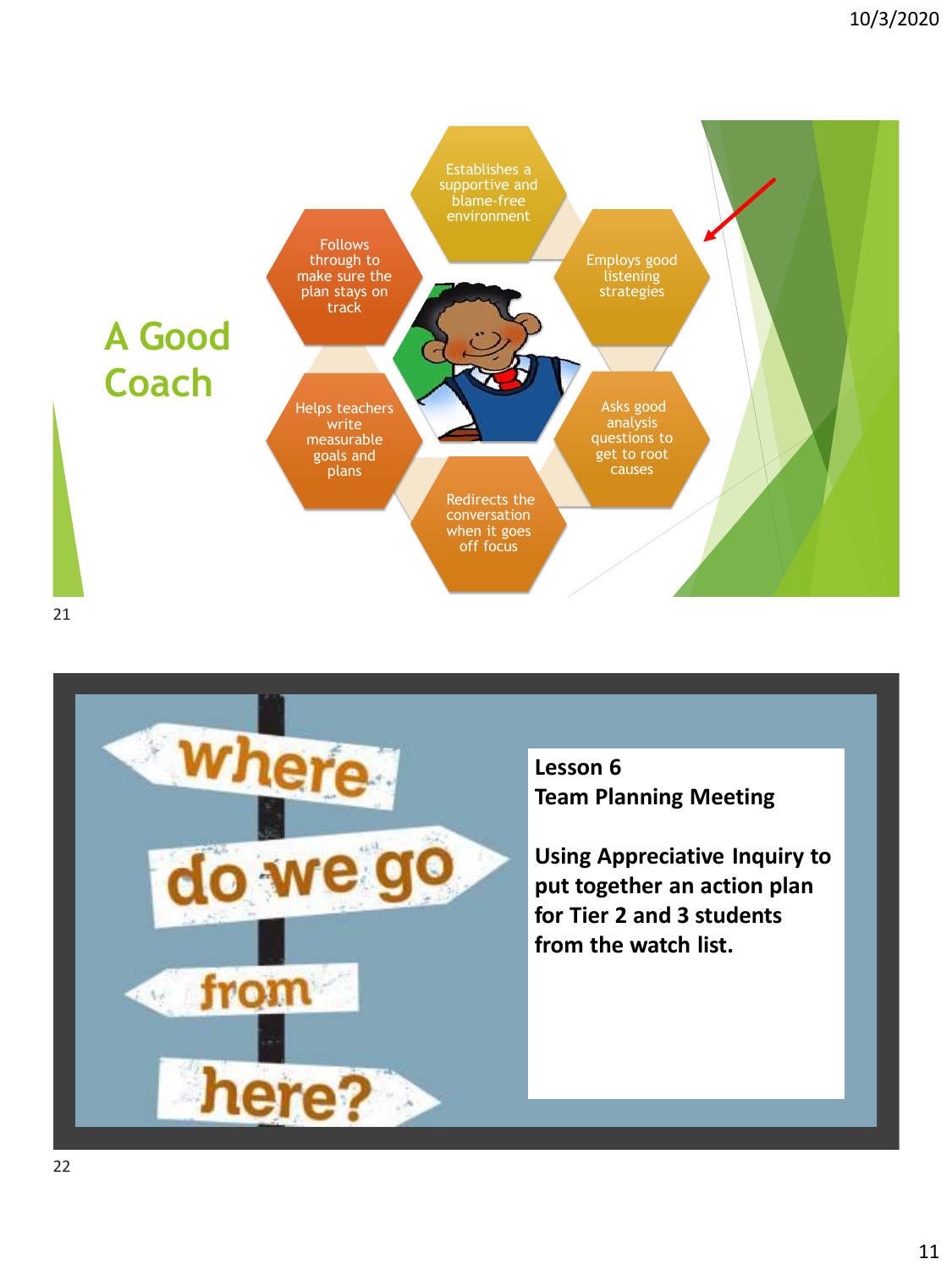# A Good Coach

- Establishes a supportive and blame-free environment
- Employs good listening strategies
- Asks good analysis questions to get to root causes
- Redirects the conversation when it goes off focus
- Helps teachers write measurable goals and plans
- Follows through to make sure the plan stays on track

---

where do we go from here?

**Lesson 6**
**Team Planning Meeting**

**Using Appreciative Inquiry to put together an action plan for Tier 2 and 3 students from the watch list.**